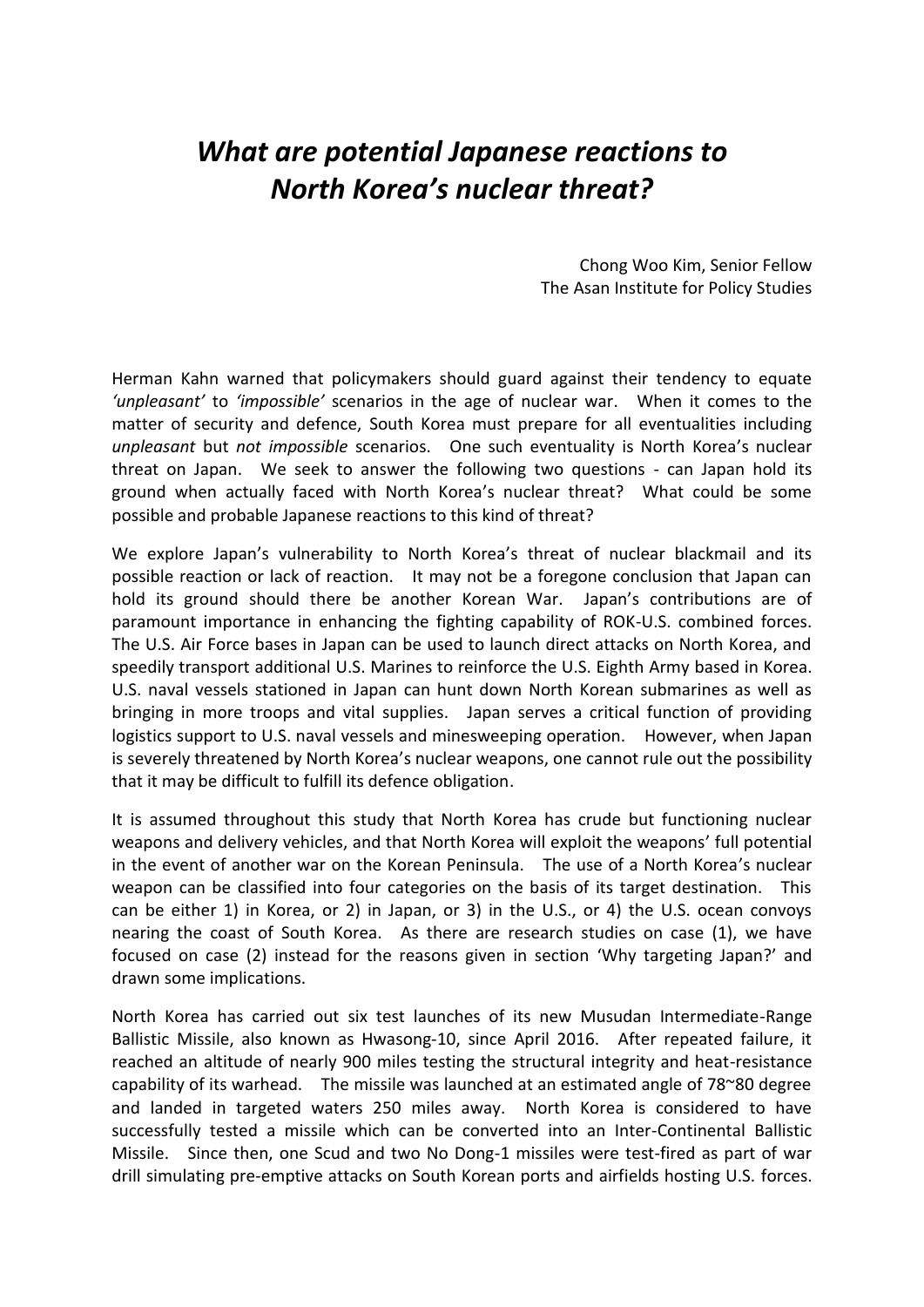# *What are potential Japanese reactions to North Korea's nuclear threat?*

Chong Woo Kim, Senior Fellow  
The Asan Institute for Policy Studies

Herman Kahn warned that policymakers should guard against their tendency to equate *'unpleasant'* to *'impossible'* scenarios in the age of nuclear war. When it comes to the matter of security and defence, South Korea must prepare for all eventualities including *unpleasant* but *not impossible* scenarios. One such eventuality is North Korea's nuclear threat on Japan. We seek to answer the following two questions - can Japan hold its ground when actually faced with North Korea's nuclear threat? What could be some possible and probable Japanese reactions to this kind of threat?

We explore Japan's vulnerability to North Korea's threat of nuclear blackmail and its possible reaction or lack of reaction. It may not be a foregone conclusion that Japan can hold its ground should there be another Korean War. Japan's contributions are of paramount importance in enhancing the fighting capability of ROK-U.S. combined forces. The U.S. Air Force bases in Japan can be used to launch direct attacks on North Korea, and speedily transport additional U.S. Marines to reinforce the U.S. Eighth Army based in Korea. U.S. naval vessels stationed in Japan can hunt down North Korean submarines as well as bringing in more troops and vital supplies. Japan serves a critical function of providing logistics support to U.S. naval vessels and minesweeping operation. However, when Japan is severely threatened by North Korea's nuclear weapons, one cannot rule out the possibility that it may be difficult to fulfill its defence obligation.

It is assumed throughout this study that North Korea has crude but functioning nuclear weapons and delivery vehicles, and that North Korea will exploit the weapons' full potential in the event of another war on the Korean Peninsula. The use of a North Korea's nuclear weapon can be classified into four categories on the basis of its target destination. This can be either 1) in Korea, or 2) in Japan, or 3) in the U.S., or 4) the U.S. ocean convoys nearing the coast of South Korea. As there are research studies on case (1), we have focused on case (2) instead for the reasons given in section 'Why targeting Japan?' and drawn some implications.

North Korea has carried out six test launches of its new Musudan Intermediate-Range Ballistic Missile, also known as Hwasong-10, since April 2016. After repeated failure, it reached an altitude of nearly 900 miles testing the structural integrity and heat-resistance capability of its warhead. The missile was launched at an estimated angle of 78~80 degree and landed in targeted waters 250 miles away. North Korea is considered to have successfully tested a missile which can be converted into an Inter-Continental Ballistic Missile. Since then, one Scud and two No Dong-1 missiles were test-fired as part of war drill simulating pre-emptive attacks on South Korean ports and airfields hosting U.S. forces.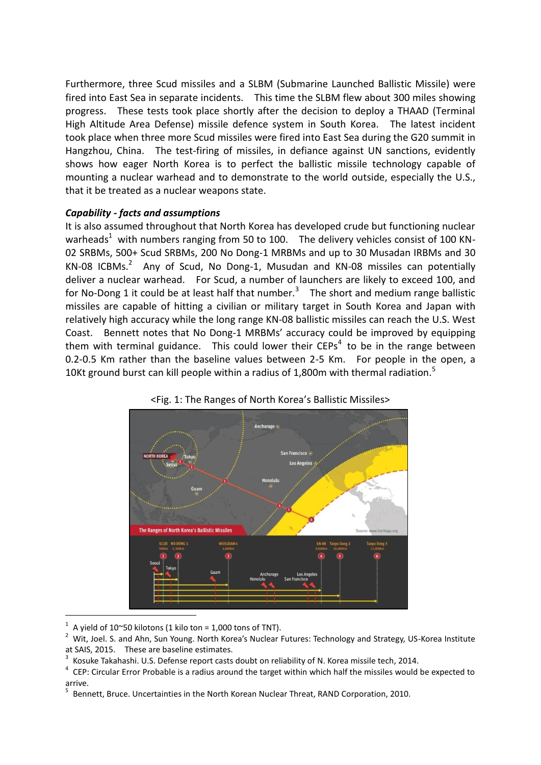Furthermore, three Scud missiles and a SLBM (Submarine Launched Ballistic Missile) were fired into East Sea in separate incidents. This time the SLBM flew about 300 miles showing progress. These tests took place shortly after the decision to deploy a THAAD (Terminal High Altitude Area Defense) missile defence system in South Korea. The latest incident took place when three more Scud missiles were fired into East Sea during the G20 summit in Hangzhou, China. The test-firing of missiles, in defiance against UN sanctions, evidently shows how eager North Korea is to perfect the ballistic missile technology capable of mounting a nuclear warhead and to demonstrate to the world outside, especially the U.S., that it be treated as a nuclear weapons state.

***Capability - facts and assumptions***

It is also assumed throughout that North Korea has developed crude but functioning nuclear warheads[1] with numbers ranging from 50 to 100. The delivery vehicles consist of 100 KN-02 SRBMs, 500+ Scud SRBMs, 200 No Dong-1 MRBMs and up to 30 Musadan IRBMs and 30 KN-08 ICBMs.[2] Any of Scud, No Dong-1, Musudan and KN-08 missiles can potentially deliver a nuclear warhead. For Scud, a number of launchers are likely to exceed 100, and for No-Dong 1 it could be at least half that number.[3] The short and medium range ballistic missiles are capable of hitting a civilian or military target in South Korea and Japan with relatively high accuracy while the long range KN-08 ballistic missiles can reach the U.S. West Coast. Bennett notes that No Dong-1 MRBMs' accuracy could be improved by equipping them with terminal guidance. This could lower their CEPs[4] to be in the range between 0.2-0.5 Km rather than the baseline values between 2-5 Km. For people in the open, a 10Kt ground burst can kill people within a radius of 1,800m with thermal radiation.[5]

<Fig. 1: The Ranges of North Korea's Ballistic Missiles>

---

[1] A yield of 10~50 kilotons (1 kilo ton = 1,000 tons of TNT).

[2] Wit, Joel. S. and Ahn, Sun Young. North Korea's Nuclear Futures: Technology and Strategy, US-Korea Institute at SAIS, 2015. These are baseline estimates.

[3] Kosuke Takahashi. U.S. Defense report casts doubt on reliability of N. Korea missile tech, 2014.

[4] CEP: Circular Error Probable is a radius around the target within which half the missiles would be expected to arrive.

[5] Bennett, Bruce. Uncertainties in the North Korean Nuclear Threat, RAND Corporation, 2010.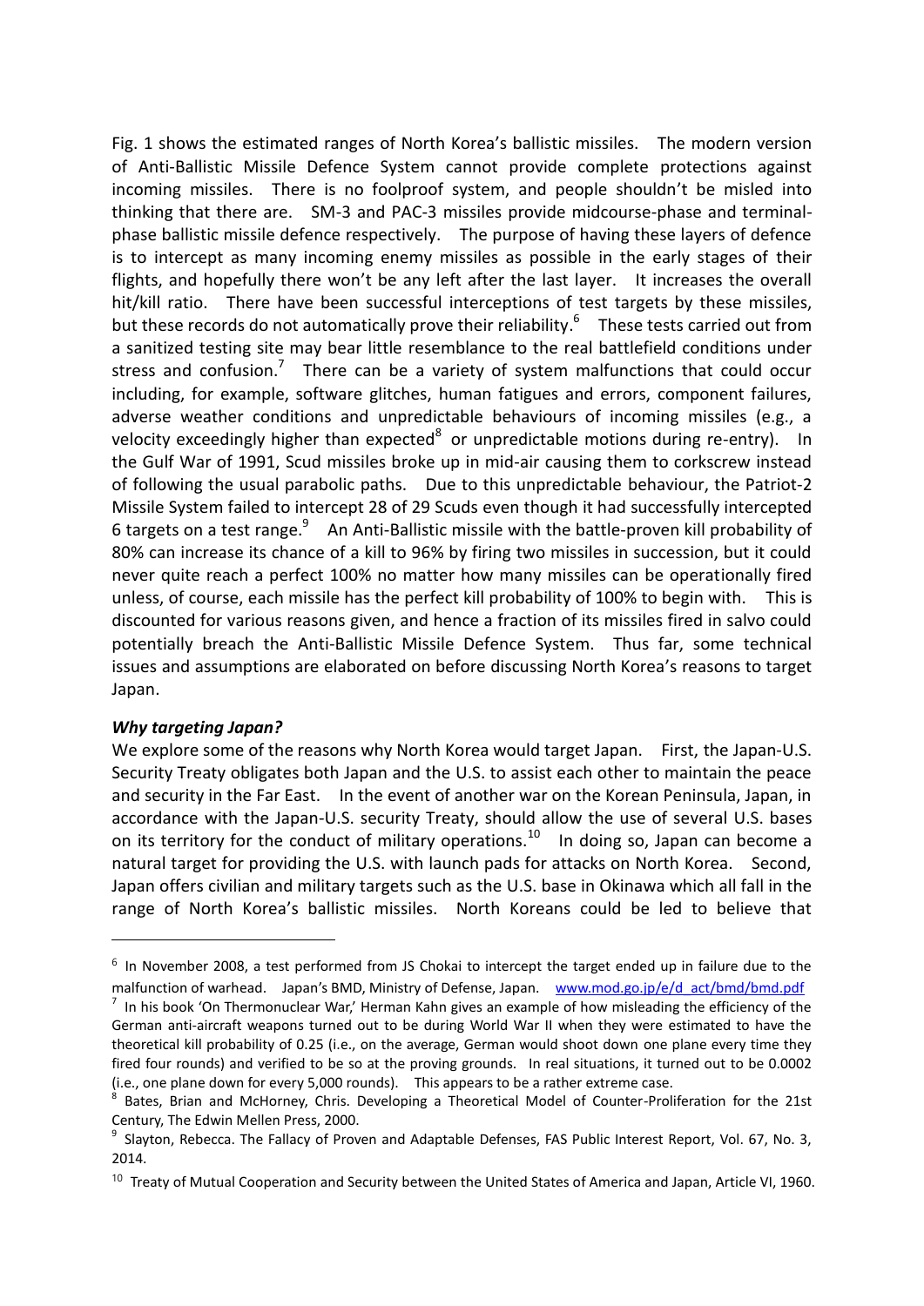Fig. 1 shows the estimated ranges of North Korea's ballistic missiles. The modern version of Anti-Ballistic Missile Defence System cannot provide complete protections against incoming missiles. There is no foolproof system, and people shouldn't be misled into thinking that there are. SM-3 and PAC-3 missiles provide midcourse-phase and terminal-phase ballistic missile defence respectively. The purpose of having these layers of defence is to intercept as many incoming enemy missiles as possible in the early stages of their flights, and hopefully there won't be any left after the last layer. It increases the overall hit/kill ratio. There have been successful interceptions of test targets by these missiles, but these records do not automatically prove their reliability.[6] These tests carried out from a sanitized testing site may bear little resemblance to the real battlefield conditions under stress and confusion.[7] There can be a variety of system malfunctions that could occur including, for example, software glitches, human fatigues and errors, component failures, adverse weather conditions and unpredictable behaviours of incoming missiles (e.g., a velocity exceedingly higher than expected[8] or unpredictable motions during re-entry). In the Gulf War of 1991, Scud missiles broke up in mid-air causing them to corkscrew instead of following the usual parabolic paths. Due to this unpredictable behaviour, the Patriot-2 Missile System failed to intercept 28 of 29 Scuds even though it had successfully intercepted 6 targets on a test range.[9] An Anti-Ballistic missile with the battle-proven kill probability of 80% can increase its chance of a kill to 96% by firing two missiles in succession, but it could never quite reach a perfect 100% no matter how many missiles can be operationally fired unless, of course, each missile has the perfect kill probability of 100% to begin with. This is discounted for various reasons given, and hence a fraction of its missiles fired in salvo could potentially breach the Anti-Ballistic Missile Defence System. Thus far, some technical issues and assumptions are elaborated on before discussing North Korea's reasons to target Japan.

***Why targeting Japan?***

We explore some of the reasons why North Korea would target Japan. First, the Japan-U.S. Security Treaty obligates both Japan and the U.S. to assist each other to maintain the peace and security in the Far East. In the event of another war on the Korean Peninsula, Japan, in accordance with the Japan-U.S. security Treaty, should allow the use of several U.S. bases on its territory for the conduct of military operations.[10] In doing so, Japan can become a natural target for providing the U.S. with launch pads for attacks on North Korea. Second, Japan offers civilian and military targets such as the U.S. base in Okinawa which all fall in the range of North Korea's ballistic missiles. North Koreans could be led to believe that

---

[6] In November 2008, a test performed from JS Chokai to intercept the target ended up in failure due to the malfunction of warhead. Japan's BMD, Ministry of Defense, Japan. www.mod.go.jp/e/d_act/bmd/bmd.pdf

[7] In his book 'On Thermonuclear War,' Herman Kahn gives an example of how misleading the efficiency of the German anti-aircraft weapons turned out to be during World War II when they were estimated to have the theoretical kill probability of 0.25 (i.e., on the average, German would shoot down one plane every time they fired four rounds) and verified to be so at the proving grounds. In real situations, it turned out to be 0.0002 (i.e., one plane down for every 5,000 rounds). This appears to be a rather extreme case.

[8] Bates, Brian and McHorney, Chris. Developing a Theoretical Model of Counter-Proliferation for the 21st Century, The Edwin Mellen Press, 2000.

[9] Slayton, Rebecca. The Fallacy of Proven and Adaptable Defenses, FAS Public Interest Report, Vol. 67, No. 3, 2014.

[10] Treaty of Mutual Cooperation and Security between the United States of America and Japan, Article VI, 1960.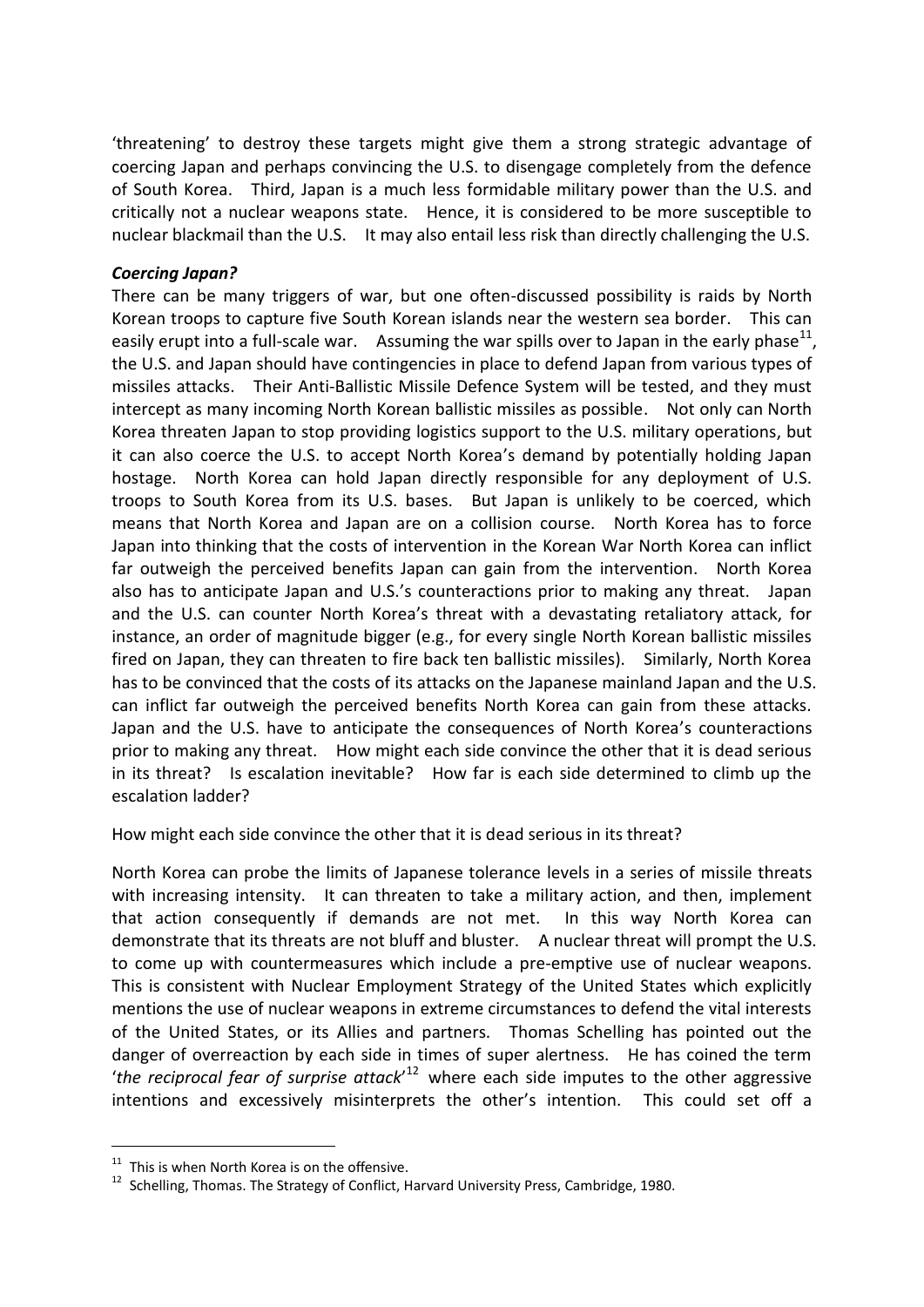'threatening' to destroy these targets might give them a strong strategic advantage of coercing Japan and perhaps convincing the U.S. to disengage completely from the defence of South Korea. Third, Japan is a much less formidable military power than the U.S. and critically not a nuclear weapons state. Hence, it is considered to be more susceptible to nuclear blackmail than the U.S. It may also entail less risk than directly challenging the U.S.

***Coercing Japan?***

There can be many triggers of war, but one often-discussed possibility is raids by North Korean troops to capture five South Korean islands near the western sea border. This can easily erupt into a full-scale war. Assuming the war spills over to Japan in the early phase[11], the U.S. and Japan should have contingencies in place to defend Japan from various types of missiles attacks. Their Anti-Ballistic Missile Defence System will be tested, and they must intercept as many incoming North Korean ballistic missiles as possible. Not only can North Korea threaten Japan to stop providing logistics support to the U.S. military operations, but it can also coerce the U.S. to accept North Korea's demand by potentially holding Japan hostage. North Korea can hold Japan directly responsible for any deployment of U.S. troops to South Korea from its U.S. bases. But Japan is unlikely to be coerced, which means that North Korea and Japan are on a collision course. North Korea has to force Japan into thinking that the costs of intervention in the Korean War North Korea can inflict far outweigh the perceived benefits Japan can gain from the intervention. North Korea also has to anticipate Japan and U.S.'s counteractions prior to making any threat. Japan and the U.S. can counter North Korea's threat with a devastating retaliatory attack, for instance, an order of magnitude bigger (e.g., for every single North Korean ballistic missiles fired on Japan, they can threaten to fire back ten ballistic missiles). Similarly, North Korea has to be convinced that the costs of its attacks on the Japanese mainland Japan and the U.S. can inflict far outweigh the perceived benefits North Korea can gain from these attacks. Japan and the U.S. have to anticipate the consequences of North Korea's counteractions prior to making any threat. How might each side convince the other that it is dead serious in its threat? Is escalation inevitable? How far is each side determined to climb up the escalation ladder?

How might each side convince the other that it is dead serious in its threat?

North Korea can probe the limits of Japanese tolerance levels in a series of missile threats with increasing intensity. It can threaten to take a military action, and then, implement that action consequently if demands are not met. In this way North Korea can demonstrate that its threats are not bluff and bluster. A nuclear threat will prompt the U.S. to come up with countermeasures which include a pre-emptive use of nuclear weapons. This is consistent with Nuclear Employment Strategy of the United States which explicitly mentions the use of nuclear weapons in extreme circumstances to defend the vital interests of the United States, or its Allies and partners. Thomas Schelling has pointed out the danger of overreaction by each side in times of super alertness. He has coined the term '*the reciprocal fear of surprise attack*'[12] where each side imputes to the other aggressive intentions and excessively misinterprets the other's intention. This could set off a

---

[11] This is when North Korea is on the offensive.

[12] Schelling, Thomas. The Strategy of Conflict, Harvard University Press, Cambridge, 1980.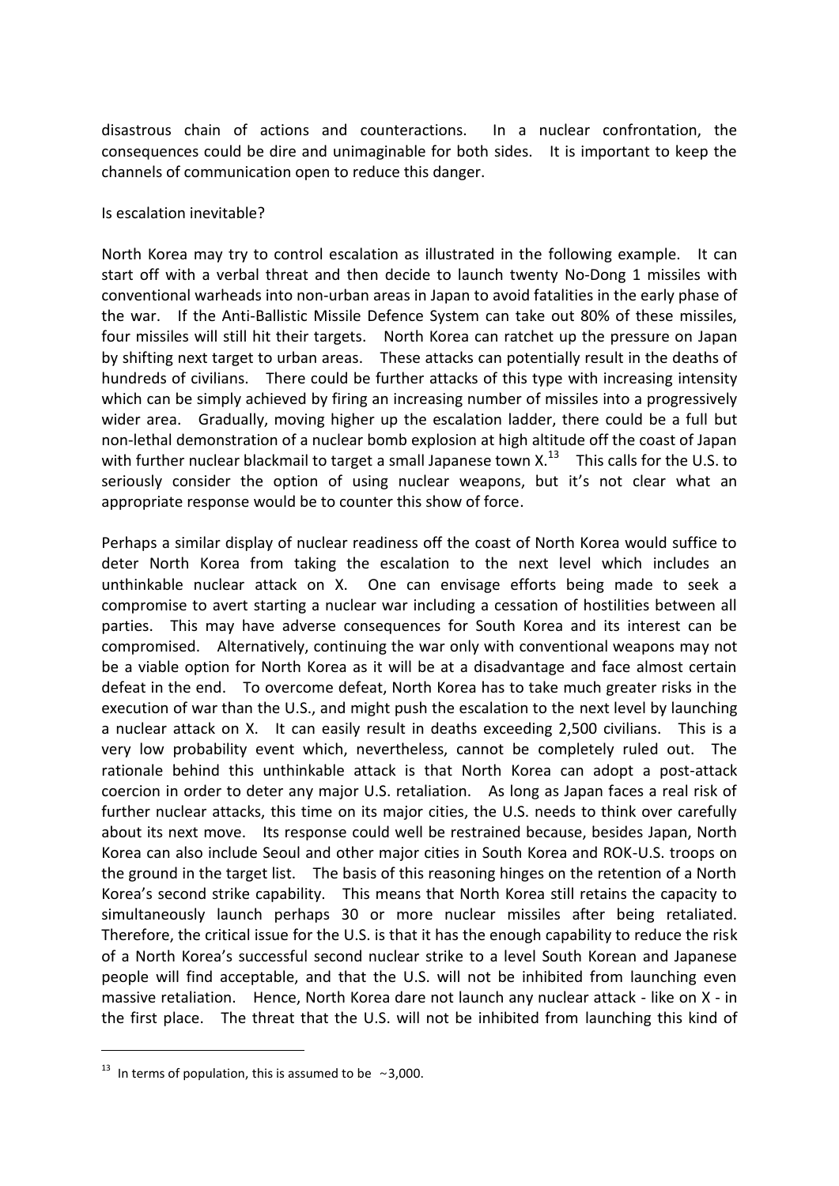disastrous chain of actions and counteractions. In a nuclear confrontation, the consequences could be dire and unimaginable for both sides. It is important to keep the channels of communication open to reduce this danger.

Is escalation inevitable?

North Korea may try to control escalation as illustrated in the following example. It can start off with a verbal threat and then decide to launch twenty No-Dong 1 missiles with conventional warheads into non-urban areas in Japan to avoid fatalities in the early phase of the war. If the Anti-Ballistic Missile Defence System can take out 80% of these missiles, four missiles will still hit their targets. North Korea can ratchet up the pressure on Japan by shifting next target to urban areas. These attacks can potentially result in the deaths of hundreds of civilians. There could be further attacks of this type with increasing intensity which can be simply achieved by firing an increasing number of missiles into a progressively wider area. Gradually, moving higher up the escalation ladder, there could be a full but non-lethal demonstration of a nuclear bomb explosion at high altitude off the coast of Japan with further nuclear blackmail to target a small Japanese town X.[13] This calls for the U.S. to seriously consider the option of using nuclear weapons, but it's not clear what an appropriate response would be to counter this show of force.

Perhaps a similar display of nuclear readiness off the coast of North Korea would suffice to deter North Korea from taking the escalation to the next level which includes an unthinkable nuclear attack on X. One can envisage efforts being made to seek a compromise to avert starting a nuclear war including a cessation of hostilities between all parties. This may have adverse consequences for South Korea and its interest can be compromised. Alternatively, continuing the war only with conventional weapons may not be a viable option for North Korea as it will be at a disadvantage and face almost certain defeat in the end. To overcome defeat, North Korea has to take much greater risks in the execution of war than the U.S., and might push the escalation to the next level by launching a nuclear attack on X. It can easily result in deaths exceeding 2,500 civilians. This is a very low probability event which, nevertheless, cannot be completely ruled out. The rationale behind this unthinkable attack is that North Korea can adopt a post-attack coercion in order to deter any major U.S. retaliation. As long as Japan faces a real risk of further nuclear attacks, this time on its major cities, the U.S. needs to think over carefully about its next move. Its response could well be restrained because, besides Japan, North Korea can also include Seoul and other major cities in South Korea and ROK-U.S. troops on the ground in the target list. The basis of this reasoning hinges on the retention of a North Korea's second strike capability. This means that North Korea still retains the capacity to simultaneously launch perhaps 30 or more nuclear missiles after being retaliated. Therefore, the critical issue for the U.S. is that it has the enough capability to reduce the risk of a North Korea's successful second nuclear strike to a level South Korean and Japanese people will find acceptable, and that the U.S. will not be inhibited from launching even massive retaliation. Hence, North Korea dare not launch any nuclear attack - like on X - in the first place. The threat that the U.S. will not be inhibited from launching this kind of

---

[13] In terms of population, this is assumed to be ~3,000.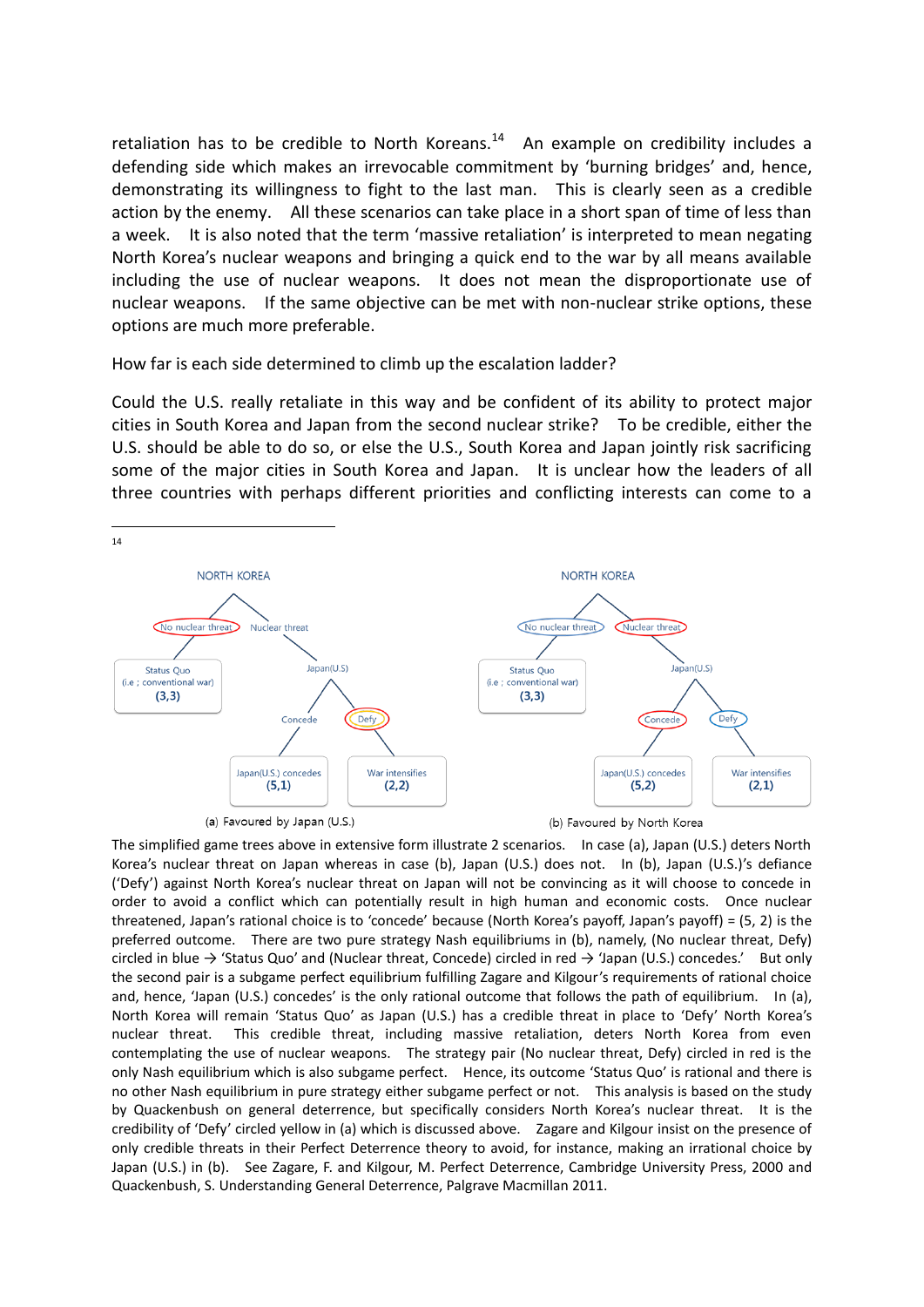retaliation has to be credible to North Koreans.[14] An example on credibility includes a defending side which makes an irrevocable commitment by 'burning bridges' and, hence, demonstrating its willingness to fight to the last man. This is clearly seen as a credible action by the enemy. All these scenarios can take place in a short span of time of less than a week. It is also noted that the term 'massive retaliation' is interpreted to mean negating North Korea's nuclear weapons and bringing a quick end to the war by all means available including the use of nuclear weapons. It does not mean the disproportionate use of nuclear weapons. If the same objective can be met with non-nuclear strike options, these options are much more preferable.

How far is each side determined to climb up the escalation ladder?

Could the U.S. really retaliate in this way and be confident of its ability to protect major cities in South Korea and Japan from the second nuclear strike? To be credible, either the U.S. should be able to do so, or else the U.S., South Korea and Japan jointly risk sacrificing some of the major cities in South Korea and Japan. It is unclear how the leaders of all three countries with perhaps different priorities and conflicting interests can come to a

---

14

(a) Favoured by Japan (U.S.)

(b) Favoured by North Korea

The simplified game trees above in extensive form illustrate 2 scenarios. In case (a), Japan (U.S.) deters North Korea's nuclear threat on Japan whereas in case (b), Japan (U.S.) does not. In (b), Japan (U.S.)'s defiance ('Defy') against North Korea's nuclear threat on Japan will not be convincing as it will choose to concede in order to avoid a conflict which can potentially result in high human and economic costs. Once nuclear threatened, Japan's rational choice is to 'concede' because (North Korea's payoff, Japan's payoff) = (5, 2) is the preferred outcome. There are two pure strategy Nash equilibriums in (b), namely, (No nuclear threat, Defy) circled in blue → 'Status Quo' and (Nuclear threat, Concede) circled in red → 'Japan (U.S.) concedes.' But only the second pair is a subgame perfect equilibrium fulfilling Zagare and Kilgour's requirements of rational choice and, hence, 'Japan (U.S.) concedes' is the only rational outcome that follows the path of equilibrium. In (a), North Korea will remain 'Status Quo' as Japan (U.S.) has a credible threat in place to 'Defy' North Korea's nuclear threat. This credible threat, including massive retaliation, deters North Korea from even contemplating the use of nuclear weapons. The strategy pair (No nuclear threat, Defy) circled in red is the only Nash equilibrium which is also subgame perfect. Hence, its outcome 'Status Quo' is rational and there is no other Nash equilibrium in pure strategy either subgame perfect or not. This analysis is based on the study by Quackenbush on general deterrence, but specifically considers North Korea's nuclear threat. It is the credibility of 'Defy' circled yellow in (a) which is discussed above. Zagare and Kilgour insist on the presence of only credible threats in their Perfect Deterrence theory to avoid, for instance, making an irrational choice by Japan (U.S.) in (b). See Zagare, F. and Kilgour, M. Perfect Deterrence, Cambridge University Press, 2000 and Quackenbush, S. Understanding General Deterrence, Palgrave Macmillan 2011.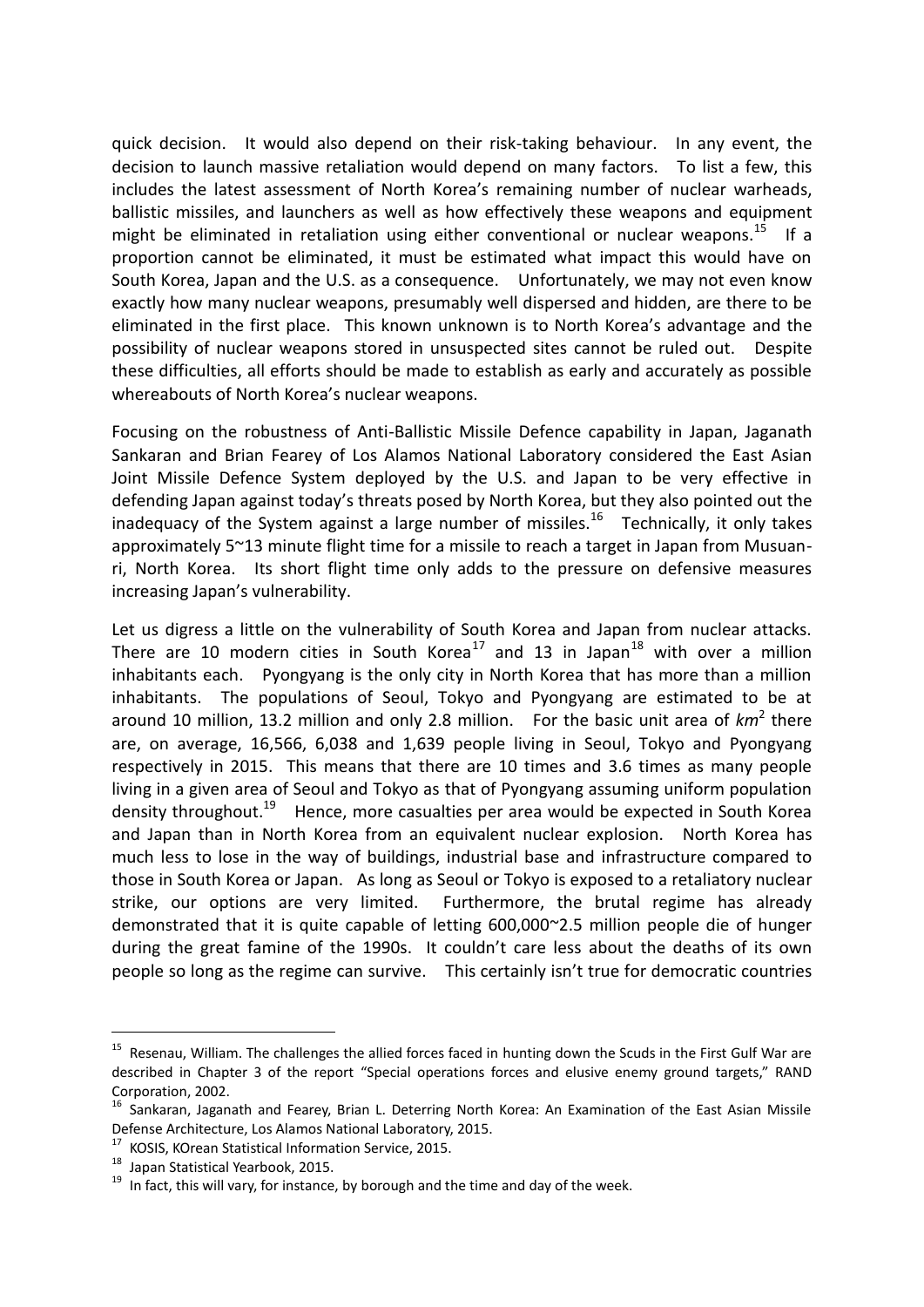quick decision. It would also depend on their risk-taking behaviour. In any event, the decision to launch massive retaliation would depend on many factors. To list a few, this includes the latest assessment of North Korea's remaining number of nuclear warheads, ballistic missiles, and launchers as well as how effectively these weapons and equipment might be eliminated in retaliation using either conventional or nuclear weapons.[15] If a proportion cannot be eliminated, it must be estimated what impact this would have on South Korea, Japan and the U.S. as a consequence. Unfortunately, we may not even know exactly how many nuclear weapons, presumably well dispersed and hidden, are there to be eliminated in the first place. This known unknown is to North Korea's advantage and the possibility of nuclear weapons stored in unsuspected sites cannot be ruled out. Despite these difficulties, all efforts should be made to establish as early and accurately as possible whereabouts of North Korea's nuclear weapons.

Focusing on the robustness of Anti-Ballistic Missile Defence capability in Japan, Jaganath Sankaran and Brian Fearey of Los Alamos National Laboratory considered the East Asian Joint Missile Defence System deployed by the U.S. and Japan to be very effective in defending Japan against today's threats posed by North Korea, but they also pointed out the inadequacy of the System against a large number of missiles.[16] Technically, it only takes approximately 5~13 minute flight time for a missile to reach a target in Japan from Musuan-ri, North Korea. Its short flight time only adds to the pressure on defensive measures increasing Japan's vulnerability.

Let us digress a little on the vulnerability of South Korea and Japan from nuclear attacks. There are 10 modern cities in South Korea[17] and 13 in Japan[18] with over a million inhabitants each. Pyongyang is the only city in North Korea that has more than a million inhabitants. The populations of Seoul, Tokyo and Pyongyang are estimated to be at around 10 million, 13.2 million and only 2.8 million. For the basic unit area of $km^2$ there are, on average, 16,566, 6,038 and 1,639 people living in Seoul, Tokyo and Pyongyang respectively in 2015. This means that there are 10 times and 3.6 times as many people living in a given area of Seoul and Tokyo as that of Pyongyang assuming uniform population density throughout.[19] Hence, more casualties per area would be expected in South Korea and Japan than in North Korea from an equivalent nuclear explosion. North Korea has much less to lose in the way of buildings, industrial base and infrastructure compared to those in South Korea or Japan. As long as Seoul or Tokyo is exposed to a retaliatory nuclear strike, our options are very limited. Furthermore, the brutal regime has already demonstrated that it is quite capable of letting 600,000~2.5 million people die of hunger during the great famine of the 1990s. It couldn't care less about the deaths of its own people so long as the regime can survive. This certainly isn't true for democratic countries

---

[15] Resenau, William. The challenges the allied forces faced in hunting down the Scuds in the First Gulf War are described in Chapter 3 of the report "Special operations forces and elusive enemy ground targets," RAND Corporation, 2002.

[16] Sankaran, Jaganath and Fearey, Brian L. Deterring North Korea: An Examination of the East Asian Missile Defense Architecture, Los Alamos National Laboratory, 2015.

[17] KOSIS, KOrean Statistical Information Service, 2015.

[18] Japan Statistical Yearbook, 2015.

[19] In fact, this will vary, for instance, by borough and the time and day of the week.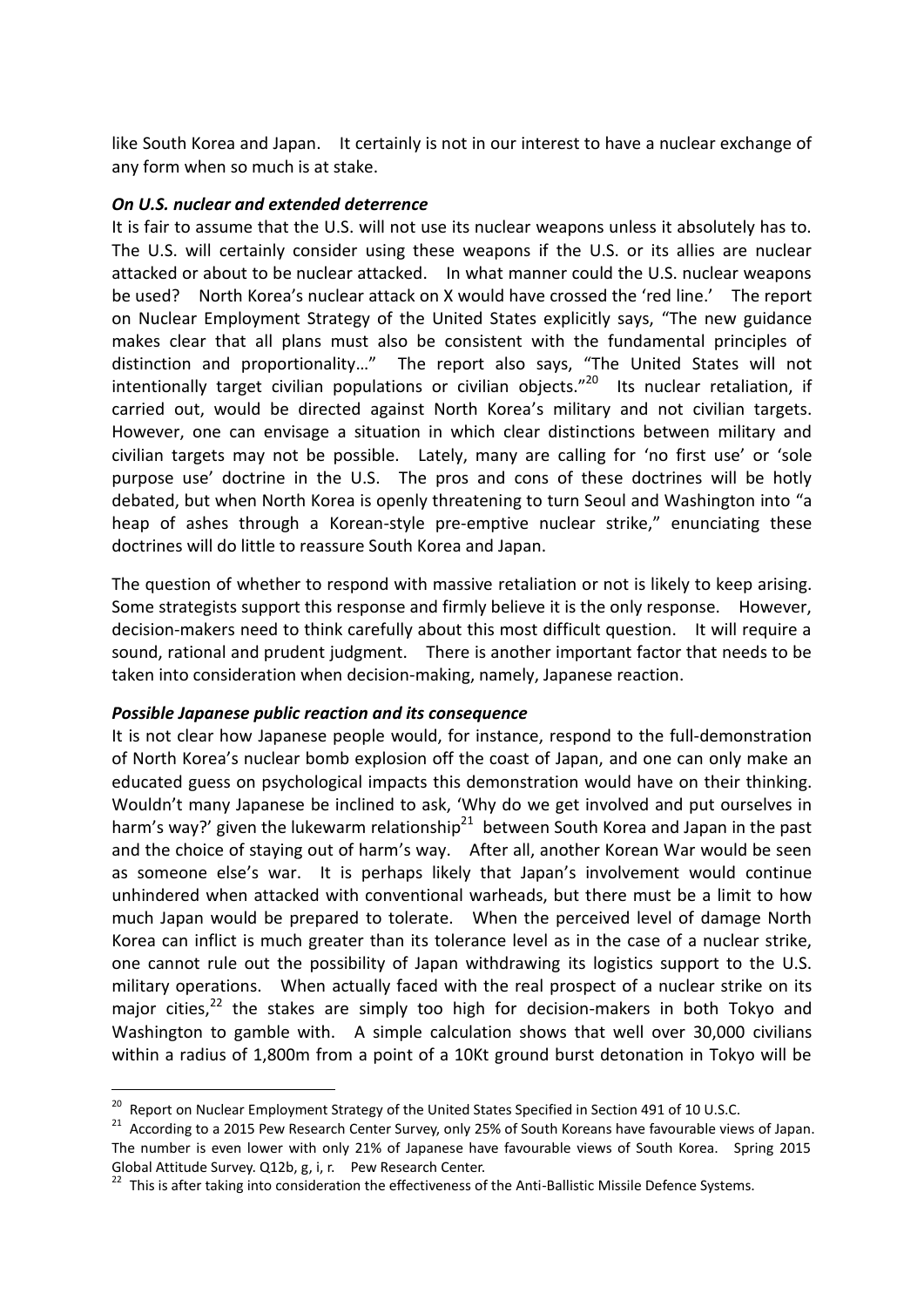like South Korea and Japan. It certainly is not in our interest to have a nuclear exchange of any form when so much is at stake.

***On U.S. nuclear and extended deterrence***

It is fair to assume that the U.S. will not use its nuclear weapons unless it absolutely has to. The U.S. will certainly consider using these weapons if the U.S. or its allies are nuclear attacked or about to be nuclear attacked. In what manner could the U.S. nuclear weapons be used? North Korea's nuclear attack on X would have crossed the 'red line.' The report on Nuclear Employment Strategy of the United States explicitly says, "The new guidance makes clear that all plans must also be consistent with the fundamental principles of distinction and proportionality…" The report also says, "The United States will not intentionally target civilian populations or civilian objects."[20] Its nuclear retaliation, if carried out, would be directed against North Korea's military and not civilian targets. However, one can envisage a situation in which clear distinctions between military and civilian targets may not be possible. Lately, many are calling for 'no first use' or 'sole purpose use' doctrine in the U.S. The pros and cons of these doctrines will be hotly debated, but when North Korea is openly threatening to turn Seoul and Washington into "a heap of ashes through a Korean-style pre-emptive nuclear strike," enunciating these doctrines will do little to reassure South Korea and Japan.

The question of whether to respond with massive retaliation or not is likely to keep arising. Some strategists support this response and firmly believe it is the only response. However, decision-makers need to think carefully about this most difficult question. It will require a sound, rational and prudent judgment. There is another important factor that needs to be taken into consideration when decision-making, namely, Japanese reaction.

***Possible Japanese public reaction and its consequence***

It is not clear how Japanese people would, for instance, respond to the full-demonstration of North Korea's nuclear bomb explosion off the coast of Japan, and one can only make an educated guess on psychological impacts this demonstration would have on their thinking. Wouldn't many Japanese be inclined to ask, 'Why do we get involved and put ourselves in harm's way?' given the lukewarm relationship[21] between South Korea and Japan in the past and the choice of staying out of harm's way. After all, another Korean War would be seen as someone else's war. It is perhaps likely that Japan's involvement would continue unhindered when attacked with conventional warheads, but there must be a limit to how much Japan would be prepared to tolerate. When the perceived level of damage North Korea can inflict is much greater than its tolerance level as in the case of a nuclear strike, one cannot rule out the possibility of Japan withdrawing its logistics support to the U.S. military operations. When actually faced with the real prospect of a nuclear strike on its major cities,[22] the stakes are simply too high for decision-makers in both Tokyo and Washington to gamble with. A simple calculation shows that well over 30,000 civilians within a radius of 1,800m from a point of a 10Kt ground burst detonation in Tokyo will be

---

[20] Report on Nuclear Employment Strategy of the United States Specified in Section 491 of 10 U.S.C.

[21] According to a 2015 Pew Research Center Survey, only 25% of South Koreans have favourable views of Japan. The number is even lower with only 21% of Japanese have favourable views of South Korea. Spring 2015 Global Attitude Survey. Q12b, g, i, r. Pew Research Center.

[22] This is after taking into consideration the effectiveness of the Anti-Ballistic Missile Defence Systems.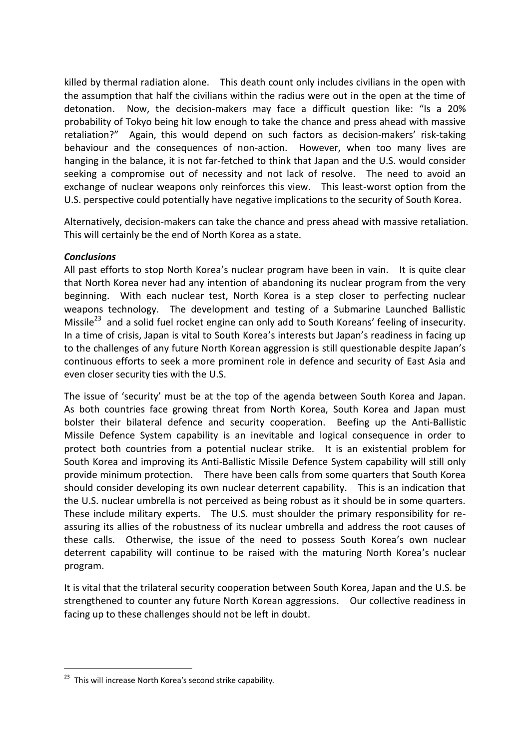killed by thermal radiation alone. This death count only includes civilians in the open with the assumption that half the civilians within the radius were out in the open at the time of detonation. Now, the decision-makers may face a difficult question like: "Is a 20% probability of Tokyo being hit low enough to take the chance and press ahead with massive retaliation?" Again, this would depend on such factors as decision-makers' risk-taking behaviour and the consequences of non-action. However, when too many lives are hanging in the balance, it is not far-fetched to think that Japan and the U.S. would consider seeking a compromise out of necessity and not lack of resolve. The need to avoid an exchange of nuclear weapons only reinforces this view. This least-worst option from the U.S. perspective could potentially have negative implications to the security of South Korea.

Alternatively, decision-makers can take the chance and press ahead with massive retaliation. This will certainly be the end of North Korea as a state.

***Conclusions***

All past efforts to stop North Korea's nuclear program have been in vain. It is quite clear that North Korea never had any intention of abandoning its nuclear program from the very beginning. With each nuclear test, North Korea is a step closer to perfecting nuclear weapons technology. The development and testing of a Submarine Launched Ballistic Missile[23] and a solid fuel rocket engine can only add to South Koreans' feeling of insecurity. In a time of crisis, Japan is vital to South Korea's interests but Japan's readiness in facing up to the challenges of any future North Korean aggression is still questionable despite Japan's continuous efforts to seek a more prominent role in defence and security of East Asia and even closer security ties with the U.S.

The issue of 'security' must be at the top of the agenda between South Korea and Japan. As both countries face growing threat from North Korea, South Korea and Japan must bolster their bilateral defence and security cooperation. Beefing up the Anti-Ballistic Missile Defence System capability is an inevitable and logical consequence in order to protect both countries from a potential nuclear strike. It is an existential problem for South Korea and improving its Anti-Ballistic Missile Defence System capability will still only provide minimum protection. There have been calls from some quarters that South Korea should consider developing its own nuclear deterrent capability. This is an indication that the U.S. nuclear umbrella is not perceived as being robust as it should be in some quarters. These include military experts. The U.S. must shoulder the primary responsibility for re-assuring its allies of the robustness of its nuclear umbrella and address the root causes of these calls. Otherwise, the issue of the need to possess South Korea's own nuclear deterrent capability will continue to be raised with the maturing North Korea's nuclear program.

It is vital that the trilateral security cooperation between South Korea, Japan and the U.S. be strengthened to counter any future North Korean aggressions. Our collective readiness in facing up to these challenges should not be left in doubt.

---

[23] This will increase North Korea's second strike capability.